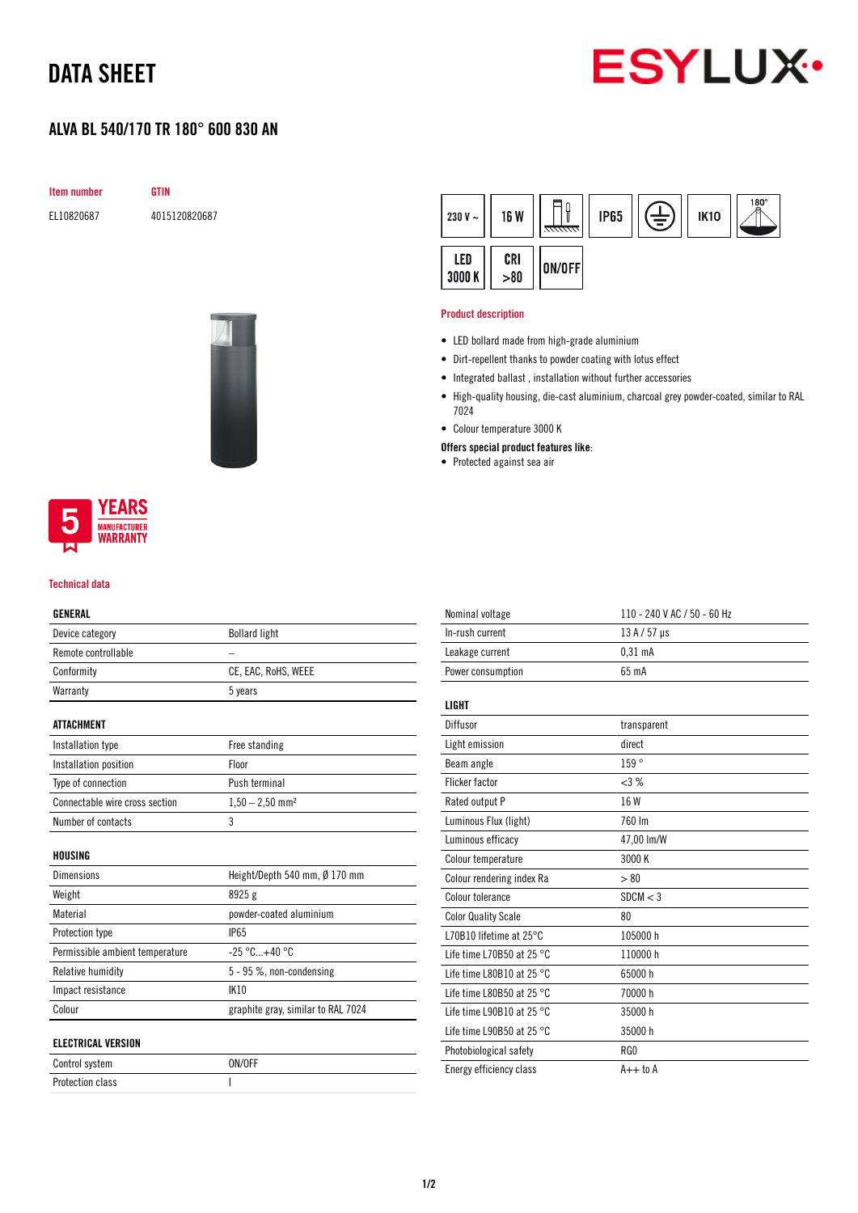# DATA SHEET

## ALVA BL 540/170 TR 180° 600 830 AN

| Item number | GTIN |
| --- | --- |
| EL10820687 | 4015120820687 |

230 V ~ | 16 W | IP65 | IK10 | 180° | LED 3000 K | CRI >80 | ON/OFF

5 YEARS MANUFACTURER WARRANTY

### Product description

- LED bollard made from high-grade aluminium
- Dirt-repellent thanks to powder coating with lotus effect
- Integrated ballast , installation without further accessories
- High-quality housing, die-cast aluminium, charcoal grey powder-coated, similar to RAL 7024
- Colour temperature 3000 K

**Offers special product features like:**

- Protected against sea air

### Technical data

| GENERAL | |
| --- | --- |
| Device category | Bollard light |
| Remote controllable | – |
| Conformity | CE, EAC, RoHS, WEEE |
| Warranty | 5 years |

| ATTACHMENT | |
| --- | --- |
| Installation type | Free standing |
| Installation position | Floor |
| Type of connection | Push terminal |
| Connectable wire cross section | 1,50 – 2,50 mm² |
| Number of contacts | 3 |

| HOUSING | |
| --- | --- |
| Dimensions | Height/Depth 540 mm, Ø 170 mm |
| Weight | 8925 g |
| Material | powder-coated aluminium |
| Protection type | IP65 |
| Permissible ambient temperature | -25 °C...+40 °C |
| Relative humidity | 5 - 95 %, non-condensing |
| Impact resistance | IK10 |
| Colour | graphite gray, similar to RAL 7024 |

| ELECTRICAL VERSION | |
| --- | --- |
| Control system | ON/OFF |
| Protection class | I |
| Nominal voltage | 110 - 240 V AC / 50 - 60 Hz |
| In-rush current | 13 A / 57 µs |
| Leakage current | 0,31 mA |
| Power consumption | 65 mA |

| LIGHT | |
| --- | --- |
| Diffusor | transparent |
| Light emission | direct |
| Beam angle | 159 ° |
| Flicker factor | <3 % |
| Rated output P | 16 W |
| Luminous Flux (light) | 760 lm |
| Luminous efficacy | 47,00 lm/W |
| Colour temperature | 3000 K |
| Colour rendering index Ra | > 80 |
| Colour tolerance | SDCM < 3 |
| Color Quality Scale | 80 |
| L70B10 lifetime at 25°C | 105000 h |
| Life time L70B50 at 25 °C | 110000 h |
| Life time L80B10 at 25 °C | 65000 h |
| Life time L80B50 at 25 °C | 70000 h |
| Life time L90B10 at 25 °C | 35000 h |
| Life time L90B50 at 25 °C | 35000 h |
| Photobiological safety | RG0 |
| Energy efficiency class | A++ to A |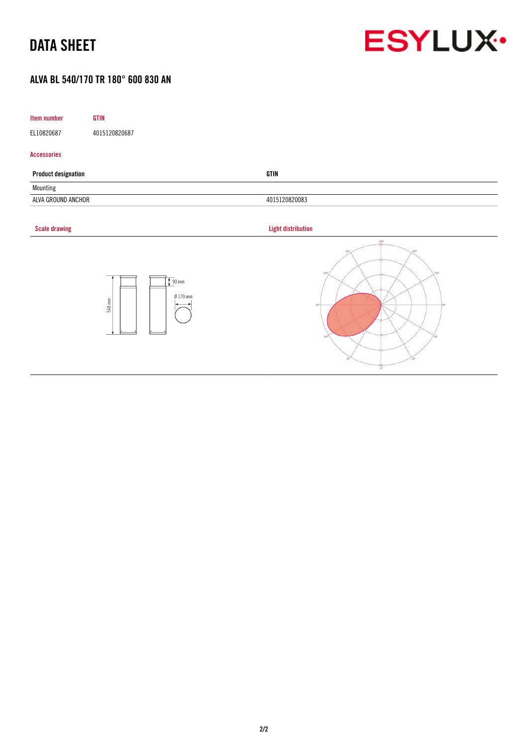# DATA SHEET

## ALVA BL 540/170 TR 180° 600 830 AN

| Item number | GTIN |
| --- | --- |
| EL10820687 | 4015120820687 |

### Accessories

| Product designation | GTIN |
| --- | --- |
| Mounting | |
| ALVA GROUND ANCHOR | 4015120820083 |

### Scale drawing

540 mm
90 mm
Ø 170 mm

### Light distribution

180°
150°
150°
120°
120°
90°
90°
60°
60°
30°
30°
0°
280
210
140
70
70
140
210
280